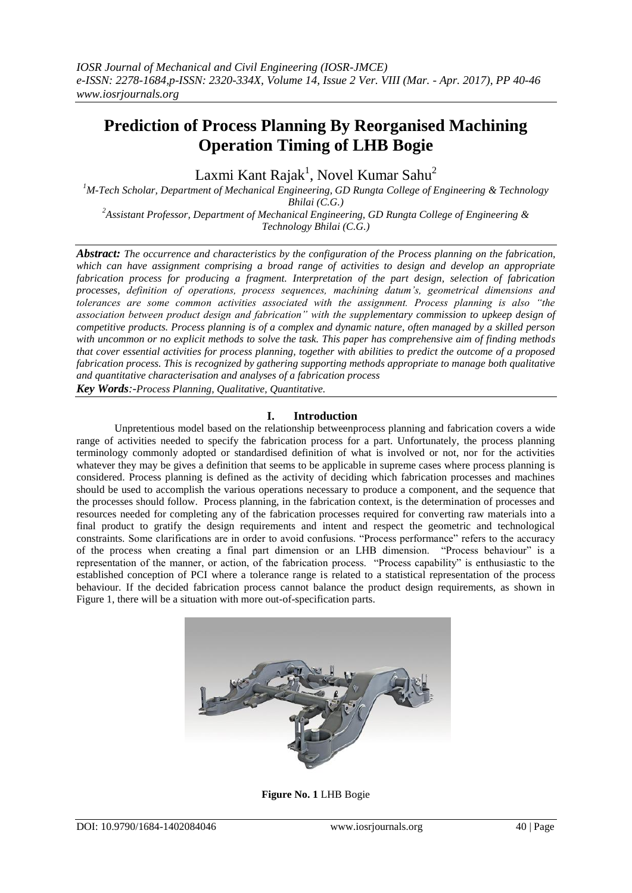# Prediction of Process Planning By Reorganised Machining Operation Timing of LHB Bogie

Laxmi Kant Rajak[1], Novel Kumar Sahu[2]

[1]M-Tech Scholar, Department of Mechanical Engineering, GD Rungta College of Engineering & Technology Bhilai (C.G.)

[2]Assistant Professor, Department of Mechanical Engineering, GD Rungta College of Engineering & Technology Bhilai (C.G.)

***Abstract:*** *The occurrence and characteristics by the configuration of the Process planning on the fabrication, which can have assignment comprising a broad range of activities to design and develop an appropriate fabrication process for producing a fragment. Interpretation of the part design, selection of fabrication processes, definition of operations, process sequences, machining datum's, geometrical dimensions and tolerances are some common activities associated with the assignment. Process planning is also "the association between product design and fabrication" with the supplementary commission to upkeep design of competitive products. Process planning is of a complex and dynamic nature, often managed by a skilled person with uncommon or no explicit methods to solve the task. This paper has comprehensive aim of finding methods that cover essential activities for process planning, together with abilities to predict the outcome of a proposed fabrication process. This is recognized by gathering supporting methods appropriate to manage both qualitative and quantitative characterisation and analyses of a fabrication process*

***Key Words****:-Process Planning, Qualitative, Quantitative.*

## I. Introduction

Unpretentious model based on the relationship betweenprocess planning and fabrication covers a wide range of activities needed to specify the fabrication process for a part. Unfortunately, the process planning terminology commonly adopted or standardised definition of what is involved or not, nor for the activities whatever they may be gives a definition that seems to be applicable in supreme cases where process planning is considered. Process planning is defined as the activity of deciding which fabrication processes and machines should be used to accomplish the various operations necessary to produce a component, and the sequence that the processes should follow. Process planning, in the fabrication context, is the determination of processes and resources needed for completing any of the fabrication processes required for converting raw materials into a final product to gratify the design requirements and intent and respect the geometric and technological constraints. Some clarifications are in order to avoid confusions. "Process performance" refers to the accuracy of the process when creating a final part dimension or an LHB dimension. "Process behaviour" is a representation of the manner, or action, of the fabrication process. "Process capability" is enthusiastic to the established conception of PCI where a tolerance range is related to a statistical representation of the process behaviour. If the decided fabrication process cannot balance the product design requirements, as shown in Figure 1, there will be a situation with more out-of-specification parts.

**Figure No. 1** LHB Bogie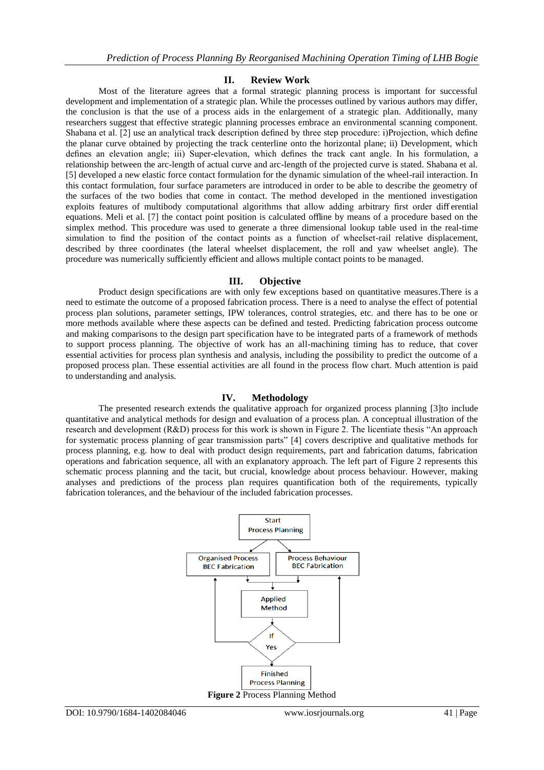## II. Review Work

Most of the literature agrees that a formal strategic planning process is important for successful development and implementation of a strategic plan. While the processes outlined by various authors may differ, the conclusion is that the use of a process aids in the enlargement of a strategic plan. Additionally, many researchers suggest that effective strategic planning processes embrace an environmental scanning component. Shabana et al. [2] use an analytical track description defined by three step procedure: i)Projection, which define the planar curve obtained by projecting the track centerline onto the horizontal plane; ii) Development, which defines an elevation angle; iii) Super-elevation, which defines the track cant angle. In his formulation, a relationship between the arc-length of actual curve and arc-length of the projected curve is stated. Shabana et al. [5] developed a new elastic force contact formulation for the dynamic simulation of the wheel-rail interaction. In this contact formulation, four surface parameters are introduced in order to be able to describe the geometry of the surfaces of the two bodies that come in contact. The method developed in the mentioned investigation exploits features of multibody computational algorithms that allow adding arbitrary first order differential equations. Meli et al. [7] the contact point position is calculated offline by means of a procedure based on the simplex method. This procedure was used to generate a three dimensional lookup table used in the real-time simulation to find the position of the contact points as a function of wheelset-rail relative displacement, described by three coordinates (the lateral wheelset displacement, the roll and yaw wheelset angle). The procedure was numerically sufficiently efficient and allows multiple contact points to be managed.

## III. Objective

Product design specifications are with only few exceptions based on quantitative measures.There is a need to estimate the outcome of a proposed fabrication process. There is a need to analyse the effect of potential process plan solutions, parameter settings, IPW tolerances, control strategies, etc. and there has to be one or more methods available where these aspects can be defined and tested. Predicting fabrication process outcome and making comparisons to the design part specification have to be integrated parts of a framework of methods to support process planning. The objective of work has an all-machining timing has to reduce, that cover essential activities for process plan synthesis and analysis, including the possibility to predict the outcome of a proposed process plan. These essential activities are all found in the process flow chart. Much attention is paid to understanding and analysis.

## IV. Methodology

The presented research extends the qualitative approach for organized process planning [3]to include quantitative and analytical methods for design and evaluation of a process plan. A conceptual illustration of the research and development (R&D) process for this work is shown in Figure 2. The licentiate thesis "An approach for systematic process planning of gear transmission parts" [4] covers descriptive and qualitative methods for process planning, e.g. how to deal with product design requirements, part and fabrication datums, fabrication operations and fabrication sequence, all with an explanatory approach. The left part of Figure 2 represents this schematic process planning and the tacit, but crucial, knowledge about process behaviour. However, making analyses and predictions of the process plan requires quantification both of the requirements, typically fabrication tolerances, and the behaviour of the included fabrication processes.

Start Process Planning → Organised Process BEC Fabrication / Process Behaviour BEC Fabrication → Applied Method → If Yes → Finished Process Planning

**Figure 2** Process Planning Method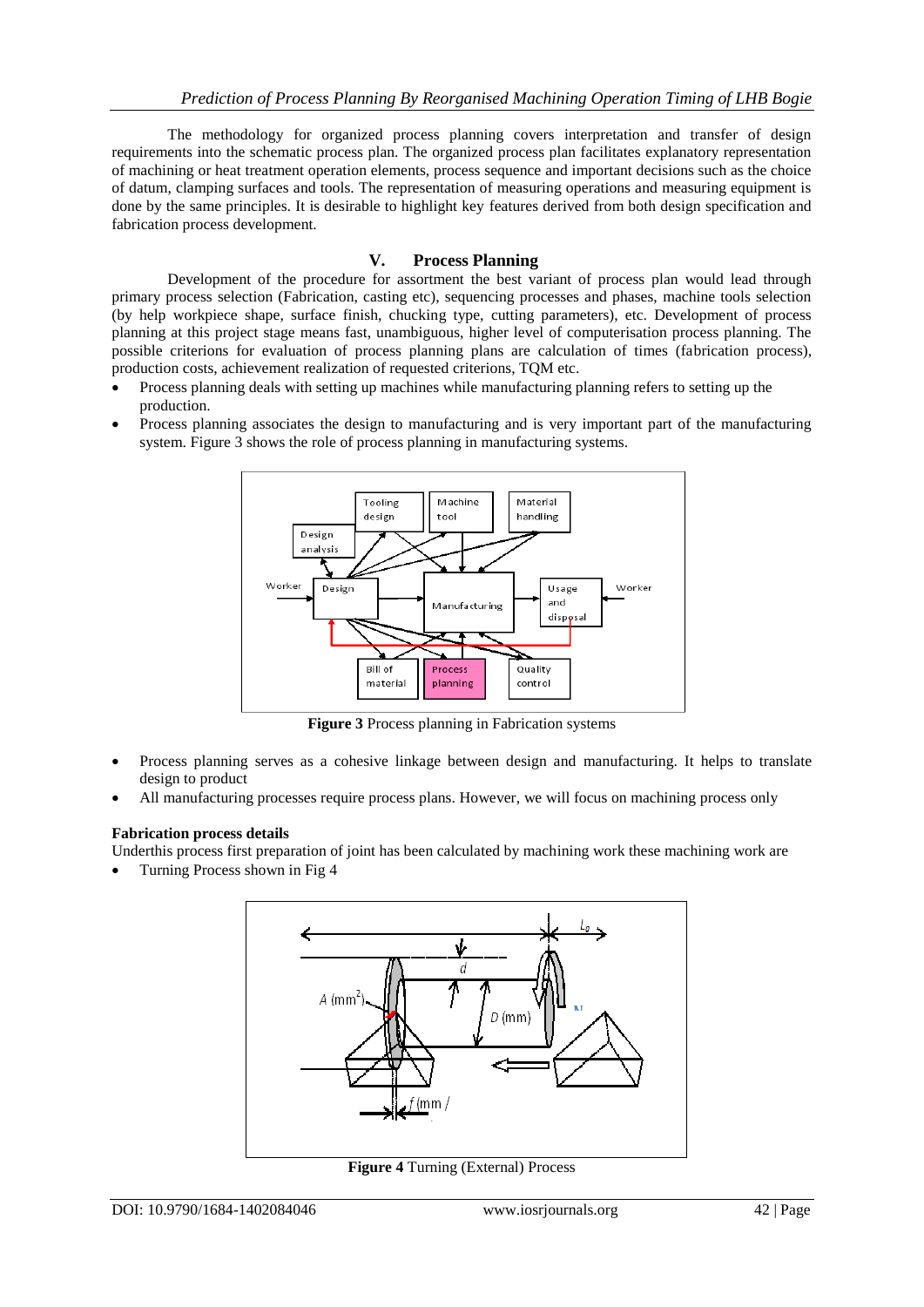The methodology for organized process planning covers interpretation and transfer of design requirements into the schematic process plan. The organized process plan facilitates explanatory representation of machining or heat treatment operation elements, process sequence and important decisions such as the choice of datum, clamping surfaces and tools. The representation of measuring operations and measuring equipment is done by the same principles. It is desirable to highlight key features derived from both design specification and fabrication process development.

## V. Process Planning

Development of the procedure for assortment the best variant of process plan would lead through primary process selection (Fabrication, casting etc), sequencing processes and phases, machine tools selection (by help workpiece shape, surface finish, chucking type, cutting parameters), etc. Development of process planning at this project stage means fast, unambiguous, higher level of computerisation process planning. The possible criterions for evaluation of process planning plans are calculation of times (fabrication process), production costs, achievement realization of requested criterions, TQM etc.

- Process planning deals with setting up machines while manufacturing planning refers to setting up the production.
- Process planning associates the design to manufacturing and is very important part of the manufacturing system. Figure 3 shows the role of process planning in manufacturing systems.

**Figure 3** Process planning in Fabrication systems

- Process planning serves as a cohesive linkage between design and manufacturing. It helps to translate design to product
- All manufacturing processes require process plans. However, we will focus on machining process only

**Fabrication process details**

Underthis process first preparation of joint has been calculated by machining work these machining work are

- Turning Process shown in Fig 4

**Figure 4** Turning (External) Process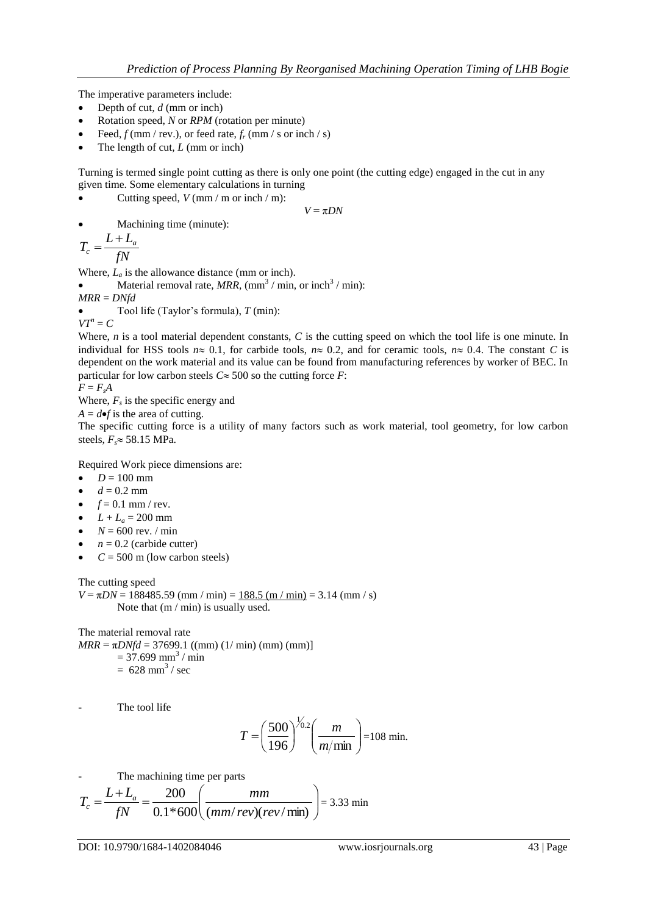The imperative parameters include:

- Depth of cut, $d$ (mm or inch)
- Rotation speed, $N$ or $RPM$ (rotation per minute)
- Feed, $f$ (mm / rev.), or feed rate, $f_r$ (mm / s or inch / s)
- The length of cut, $L$ (mm or inch)

Turning is termed single point cutting as there is only one point (the cutting edge) engaged in the cut in any given time. Some elementary calculations in turning

- Cutting speed, $V$ (mm / m or inch / m):

$$V = \pi DN$$

- Machining time (minute):

$$T_c = \frac{L + L_a}{fN}$$

Where, $L_a$ is the allowance distance (mm or inch).

- Material removal rate, $MRR$, (mm$^3$ / min, or inch$^3$ / min):

$MRR = DNfd$

- Tool life (Taylor's formula), $T$ (min):

$VT^n = C$

Where, $n$ is a tool material dependent constants, $C$ is the cutting speed on which the tool life is one minute. In individual for HSS tools $n \approx 0.1$, for carbide tools, $n \approx 0.2$, and for ceramic tools, $n \approx 0.4$. The constant $C$ is dependent on the work material and its value can be found from manufacturing references by worker of BEC. In particular for low carbon steels $C \approx 500$ so the cutting force $F$:

$F = F_s A$

Where, $F_s$ is the specific energy and

$A = d \bullet f$ is the area of cutting.

The specific cutting force is a utility of many factors such as work material, tool geometry, for low carbon steels, $F_s \approx 58.15$ MPa.

Required Work piece dimensions are:

- $D = 100$ mm
- $d = 0.2$ mm
- $f = 0.1$ mm / rev.
- $L + L_a = 200$ mm
- $N = 600$ rev. / min
- $n = 0.2$ (carbide cutter)
- $C = 500$ m (low carbon steels)

The cutting speed

$V = \pi DN = 188485.59$ (mm / min) = 188.5 (m / min) = 3.14 (mm / s)

Note that (m / min) is usually used.

The material removal rate

$MRR = \pi DNfd = 37699.1$ ((mm) (1/ min) (mm) (mm)]

= 37.699 mm$^3$ / min

= 628 mm$^3$ / sec

- The tool life

$$T = \left(\frac{500}{196}\right)^{1/0.2}\left(\frac{m}{m/\min}\right) = 108 \text{ min.}$$

- The machining time per parts

$$T_c = \frac{L + L_a}{fN} = \frac{200}{0.1*600}\left(\frac{mm}{(mm/rev)(rev/\min)}\right) = 3.33 \text{ min}$$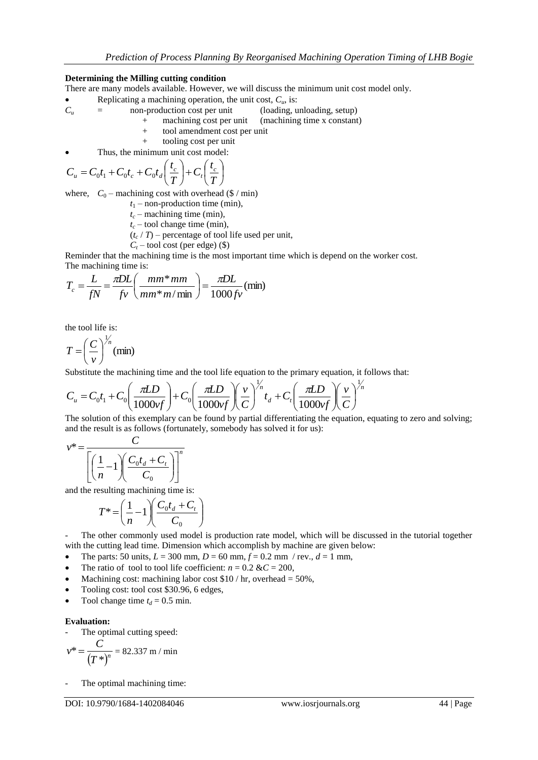**Determining the Milling cutting condition**

There are many models available. However, we will discuss the minimum unit cost model only.

- Replicating a machining operation, the unit cost, $C_u$, is:

$C_u$ = non-production cost per unit (loading, unloading, setup)
+ machining cost per unit (machining time x constant)
+ tool amendment cost per unit
+ tooling cost per unit

- Thus, the minimum unit cost model:

$$C_u = C_0 t_1 + C_0 t_c + C_0 t_d \left(\frac{t_c}{T}\right) + C_t \left(\frac{t_c}{T}\right)$$

where, $C_0$ – machining cost with overhead ($ / min)
$t_1$ – non-production time (min),
$t_c$ – machining time (min),
$t_c$ – tool change time (min),
$(t_c / T)$ – percentage of tool life used per unit,
$C_t$ – tool cost (per edge) ($)

Reminder that the machining time is the most important time which is depend on the worker cost.
The machining time is:

$$T_c = \frac{L}{fN} = \frac{\pi DL}{fv}\left(\frac{mm*mm}{mm*m/\min}\right) = \frac{\pi DL}{1000 fv}(\min)$$

the tool life is:

$$T = \left(\frac{C}{v}\right)^{1/n}(\min)$$

Substitute the machining time and the tool life equation to the primary equation, it follows that:

$$C_u = C_0 t_1 + C_0\left(\frac{\pi LD}{1000vf}\right) + C_0\left(\frac{\pi LD}{1000vf}\right)\left(\frac{v}{C}\right)^{1/n} t_d + C_t\left(\frac{\pi LD}{1000vf}\right)\left(\frac{v}{C}\right)^{1/n}$$

The solution of this exemplary can be found by partial differentiating the equation, equating to zero and solving; and the result is as follows (fortunately, somebody has solved it for us):

$$v^* = \frac{C}{\left[\left(\frac{1}{n}-1\right)\left(\frac{C_0 t_d + C_t}{C_0}\right)\right]^n}$$

and the resulting machining time is:

$$T^* = \left(\frac{1}{n}-1\right)\left(\frac{C_0 t_d + C_t}{C_0}\right)$$

- The other commonly used model is production rate model, which will be discussed in the tutorial together with the cutting lead time. Dimension which accomplish by machine are given below:

- The parts: 50 units, $L$ = 300 mm, $D$ = 60 mm, $f$ = 0.2 mm / rev., $d$ = 1 mm,
- The ratio of tool to tool life coefficient: $n$ = 0.2 &$C$ = 200,
- Machining cost: machining labor cost $10 / hr, overhead = 50%,
- Tooling cost: tool cost $30.96, 6 edges,
- Tool change time $t_d$ = 0.5 min.

**Evaluation:**

- The optimal cutting speed:

$$v^* = \frac{C}{\left(T^*\right)^n} = 82.337 \text{ m / min}$$

- The optimal machining time: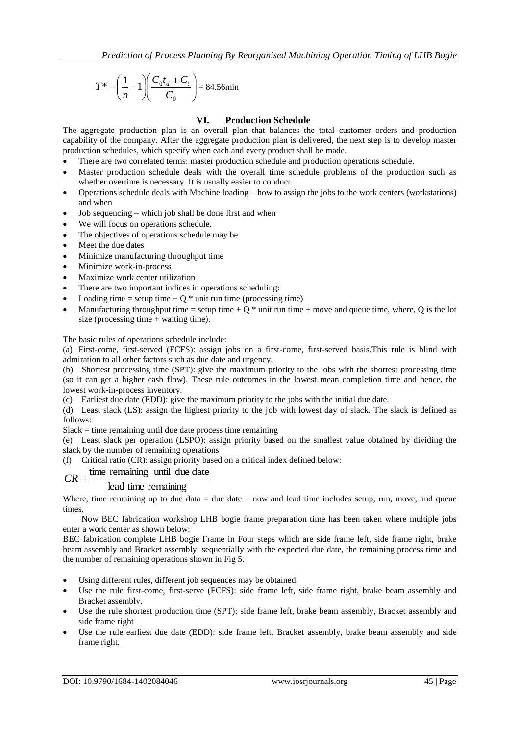$$T^* = \left(\frac{1}{n} - 1\right)\left(\frac{C_0 t_d + C_t}{C_0}\right) = 84.56\text{min}$$

## VI. Production Schedule

The aggregate production plan is an overall plan that balances the total customer orders and production capability of the company. After the aggregate production plan is delivered, the next step is to develop master production schedules, which specify when each and every product shall be made.

- There are two correlated terms: master production schedule and production operations schedule.
- Master production schedule deals with the overall time schedule problems of the production such as whether overtime is necessary. It is usually easier to conduct.
- Operations schedule deals with Machine loading – how to assign the jobs to the work centers (workstations) and when
- Job sequencing – which job shall be done first and when
- We will focus on operations schedule.
- The objectives of operations schedule may be
- Meet the due dates
- Minimize manufacturing throughput time
- Minimize work-in-process
- Maximize work center utilization
- There are two important indices in operations scheduling:
- Loading time = setup time + Q * unit run time (processing time)
- Manufacturing throughput time = setup time + Q * unit run time + move and queue time, where, Q is the lot size (processing time + waiting time).

The basic rules of operations schedule include:

(a) First-come, first-served (FCFS): assign jobs on a first-come, first-served basis.This rule is blind with admiration to all other factors such as due date and urgency.

(b) Shortest processing time (SPT): give the maximum priority to the jobs with the shortest processing time (so it can get a higher cash flow). These rule outcomes in the lowest mean completion time and hence, the lowest work-in-process inventory.

(c) Earliest due date (EDD): give the maximum priority to the jobs with the initial due date.

(d) Least slack (LS): assign the highest priority to the job with lowest day of slack. The slack is defined as follows:

Slack = time remaining until due date process time remaining

(e) Least slack per operation (LSPO): assign priority based on the smallest value obtained by dividing the slack by the number of remaining operations

(f) Critical ratio (CR): assign priority based on a critical index defined below:

$$CR = \frac{\text{time remaining until due date}}{\text{lead time remaining}}$$

Where, time remaining up to due data = due date – now and lead time includes setup, run, move, and queue times.

Now BEC fabrication workshop LHB bogie frame preparation time has been taken where multiple jobs enter a work center as shown below:

BEC fabrication complete LHB bogie Frame in Four steps which are side frame left, side frame right, brake beam assembly and Bracket assembly sequentially with the expected due date, the remaining process time and the number of remaining operations shown in Fig 5.

- Using different rules, different job sequences may be obtained.
- Use the rule first-come, first-serve (FCFS): side frame left, side frame right, brake beam assembly and Bracket assembly.
- Use the rule shortest production time (SPT): side frame left, brake beam assembly, Bracket assembly and side frame right
- Use the rule earliest due date (EDD): side frame left, Bracket assembly, brake beam assembly and side frame right.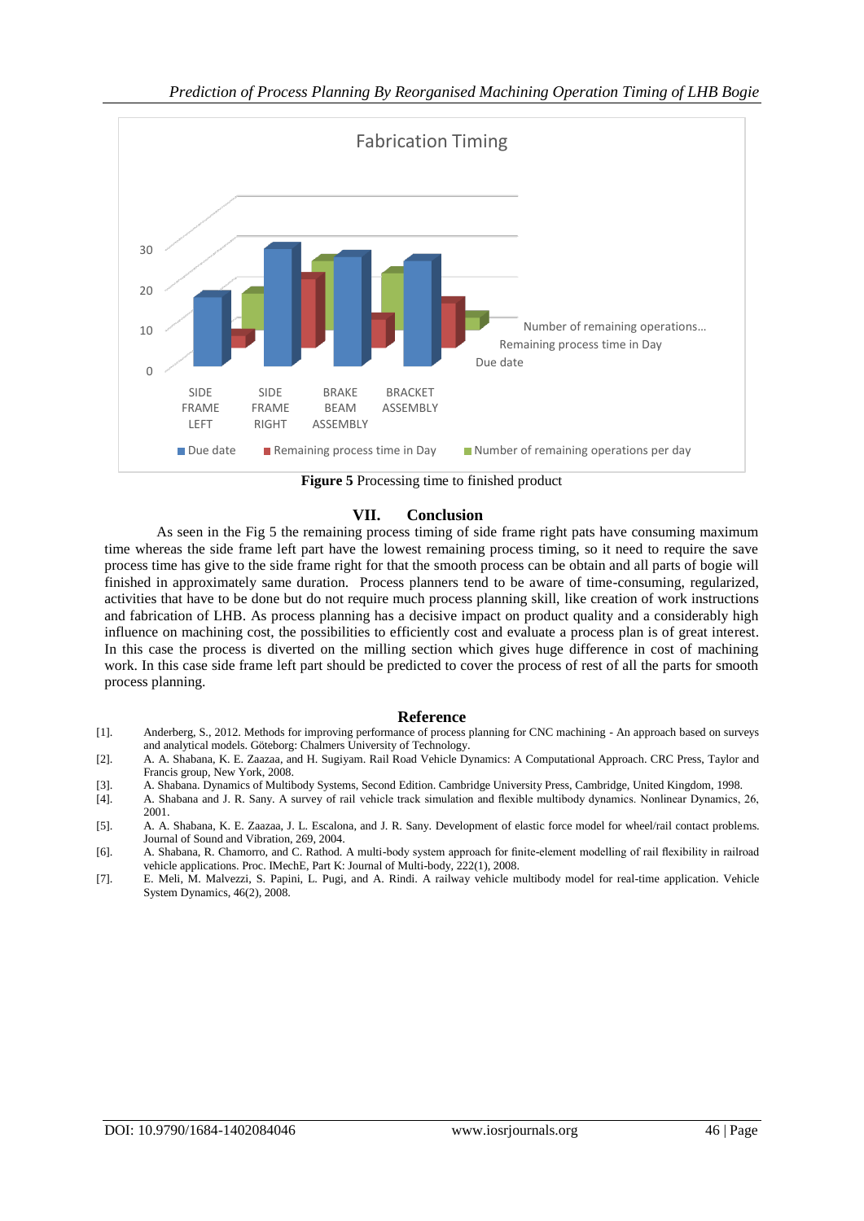Fabrication Timing

30

20

10

0

Number of remaining operations...

Remaining process time in Day

Due date

SIDE FRAME LEFT

SIDE FRAME RIGHT

BRAKE BEAM ASSEMBLY

BRACKET ASSEMBLY

Due date ■ Remaining process time in Day ■ Number of remaining operations per day

**Figure 5** Processing time to finished product

## VII. Conclusion

As seen in the Fig 5 the remaining process timing of side frame right pats have consuming maximum time whereas the side frame left part have the lowest remaining process timing, so it need to require the save process time has give to the side frame right for that the smooth process can be obtain and all parts of bogie will finished in approximately same duration. Process planners tend to be aware of time-consuming, regularized, activities that have to be done but do not require much process planning skill, like creation of work instructions and fabrication of LHB. As process planning has a decisive impact on product quality and a considerably high influence on machining cost, the possibilities to efficiently cost and evaluate a process plan is of great interest. In this case the process is diverted on the milling section which gives huge difference in cost of machining work. In this case side frame left part should be predicted to cover the process of rest of all the parts for smooth process planning.

## Reference

[1]. Anderberg, S., 2012. Methods for improving performance of process planning for CNC machining - An approach based on surveys and analytical models. Göteborg: Chalmers University of Technology.

[2]. A. A. Shabana, K. E. Zaazaa, and H. Sugiyam. Rail Road Vehicle Dynamics: A Computational Approach. CRC Press, Taylor and Francis group, New York, 2008.

[3]. A. Shabana. Dynamics of Multibody Systems, Second Edition. Cambridge University Press, Cambridge, United Kingdom, 1998.

[4]. A. Shabana and J. R. Sany. A survey of rail vehicle track simulation and flexible multibody dynamics. Nonlinear Dynamics, 26, 2001.

[5]. A. A. Shabana, K. E. Zaazaa, J. L. Escalona, and J. R. Sany. Development of elastic force model for wheel/rail contact problems. Journal of Sound and Vibration, 269, 2004.

[6]. A. Shabana, R. Chamorro, and C. Rathod. A multi-body system approach for finite-element modelling of rail flexibility in railroad vehicle applications. Proc. IMechE, Part K: Journal of Multi-body, 222(1), 2008.

[7]. E. Meli, M. Malvezzi, S. Papini, L. Pugi, and A. Rindi. A railway vehicle multibody model for real-time application. Vehicle System Dynamics, 46(2), 2008.